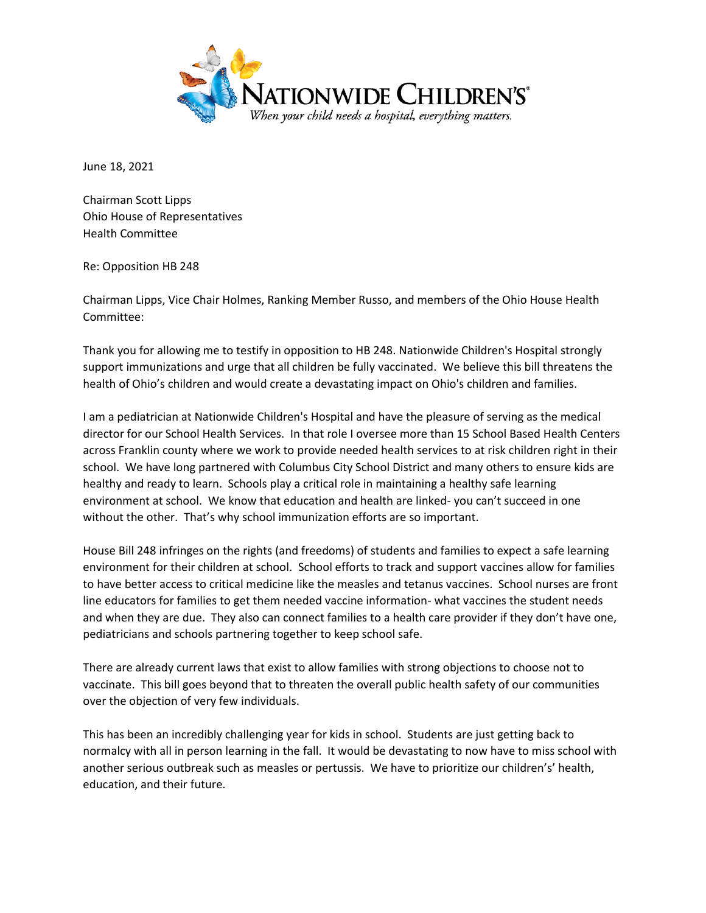NATIONWIDE CHILDREN'S

*When your child needs a hospital, everything matters.*

June 18, 2021

Chairman Scott Lipps
Ohio House of Representatives
Health Committee

Re: Opposition HB 248

Chairman Lipps, Vice Chair Holmes, Ranking Member Russo, and members of the Ohio House Health Committee:

Thank you for allowing me to testify in opposition to HB 248. Nationwide Children's Hospital strongly support immunizations and urge that all children be fully vaccinated. We believe this bill threatens the health of Ohio's children and would create a devastating impact on Ohio's children and families.

I am a pediatrician at Nationwide Children's Hospital and have the pleasure of serving as the medical director for our School Health Services. In that role I oversee more than 15 School Based Health Centers across Franklin county where we work to provide needed health services to at risk children right in their school. We have long partnered with Columbus City School District and many others to ensure kids are healthy and ready to learn. Schools play a critical role in maintaining a healthy safe learning environment at school. We know that education and health are linked- you can't succeed in one without the other. That's why school immunization efforts are so important.

House Bill 248 infringes on the rights (and freedoms) of students and families to expect a safe learning environment for their children at school. School efforts to track and support vaccines allow for families to have better access to critical medicine like the measles and tetanus vaccines. School nurses are front line educators for families to get them needed vaccine information- what vaccines the student needs and when they are due. They also can connect families to a health care provider if they don't have one, pediatricians and schools partnering together to keep school safe.

There are already current laws that exist to allow families with strong objections to choose not to vaccinate. This bill goes beyond that to threaten the overall public health safety of our communities over the objection of very few individuals.

This has been an incredibly challenging year for kids in school. Students are just getting back to normalcy with all in person learning in the fall. It would be devastating to now have to miss school with another serious outbreak such as measles or pertussis. We have to prioritize our children's' health, education, and their future.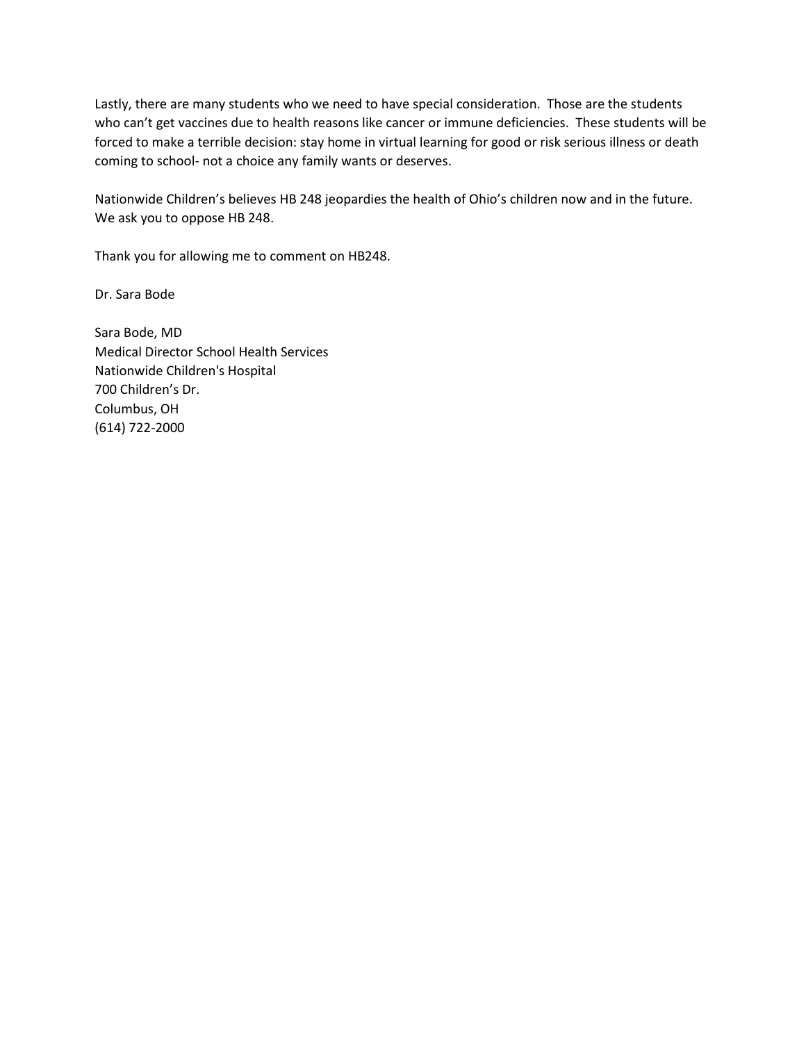Lastly, there are many students who we need to have special consideration. Those are the students who can't get vaccines due to health reasons like cancer or immune deficiencies. These students will be forced to make a terrible decision: stay home in virtual learning for good or risk serious illness or death coming to school- not a choice any family wants or deserves.

Nationwide Children's believes HB 248 jeopardies the health of Ohio's children now and in the future. We ask you to oppose HB 248.

Thank you for allowing me to comment on HB248.

Dr. Sara Bode

Sara Bode, MD
Medical Director School Health Services
Nationwide Children's Hospital
700 Children's Dr.
Columbus, OH
(614) 722-2000